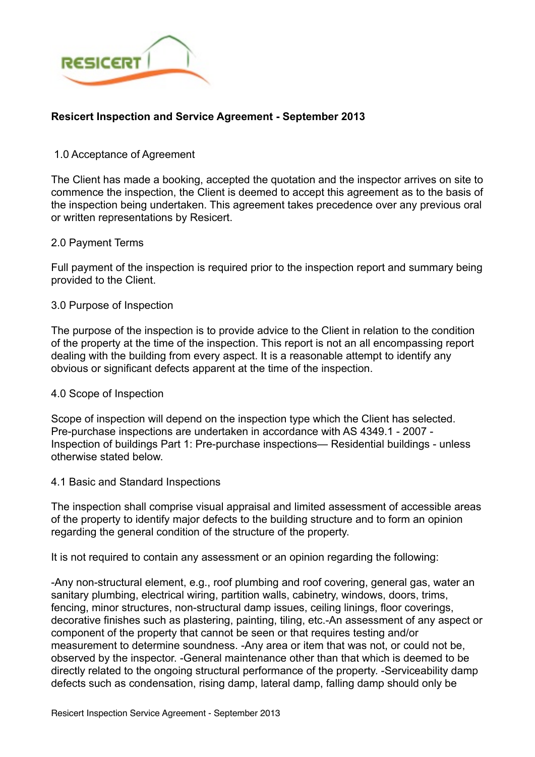RESICERT

# Resicert Inspection and Service Agreement - September 2013

## 1.0 Acceptance of Agreement

The Client has made a booking, accepted the quotation and the inspector arrives on site to commence the inspection, the Client is deemed to accept this agreement as to the basis of the inspection being undertaken. This agreement takes precedence over any previous oral or written representations by Resicert.

## 2.0 Payment Terms

Full payment of the inspection is required prior to the inspection report and summary being provided to the Client.

## 3.0 Purpose of Inspection

The purpose of the inspection is to provide advice to the Client in relation to the condition of the property at the time of the inspection. This report is not an all encompassing report dealing with the building from every aspect. It is a reasonable attempt to identify any obvious or significant defects apparent at the time of the inspection.

## 4.0 Scope of Inspection

Scope of inspection will depend on the inspection type which the Client has selected. Pre-purchase inspections are undertaken in accordance with AS 4349.1 - 2007 - Inspection of buildings Part 1: Pre-purchase inspections— Residential buildings - unless otherwise stated below.

### 4.1 Basic and Standard Inspections

The inspection shall comprise visual appraisal and limited assessment of accessible areas of the property to identify major defects to the building structure and to form an opinion regarding the general condition of the structure of the property.

It is not required to contain any assessment or an opinion regarding the following:

-Any non-structural element, e.g., roof plumbing and roof covering, general gas, water an sanitary plumbing, electrical wiring, partition walls, cabinetry, windows, doors, trims, fencing, minor structures, non-structural damp issues, ceiling linings, floor coverings, decorative finishes such as plastering, painting, tiling, etc.-An assessment of any aspect or component of the property that cannot be seen or that requires testing and/or measurement to determine soundness. -Any area or item that was not, or could not be, observed by the inspector. -General maintenance other than that which is deemed to be directly related to the ongoing structural performance of the property. -Serviceability damp defects such as condensation, rising damp, lateral damp, falling damp should only be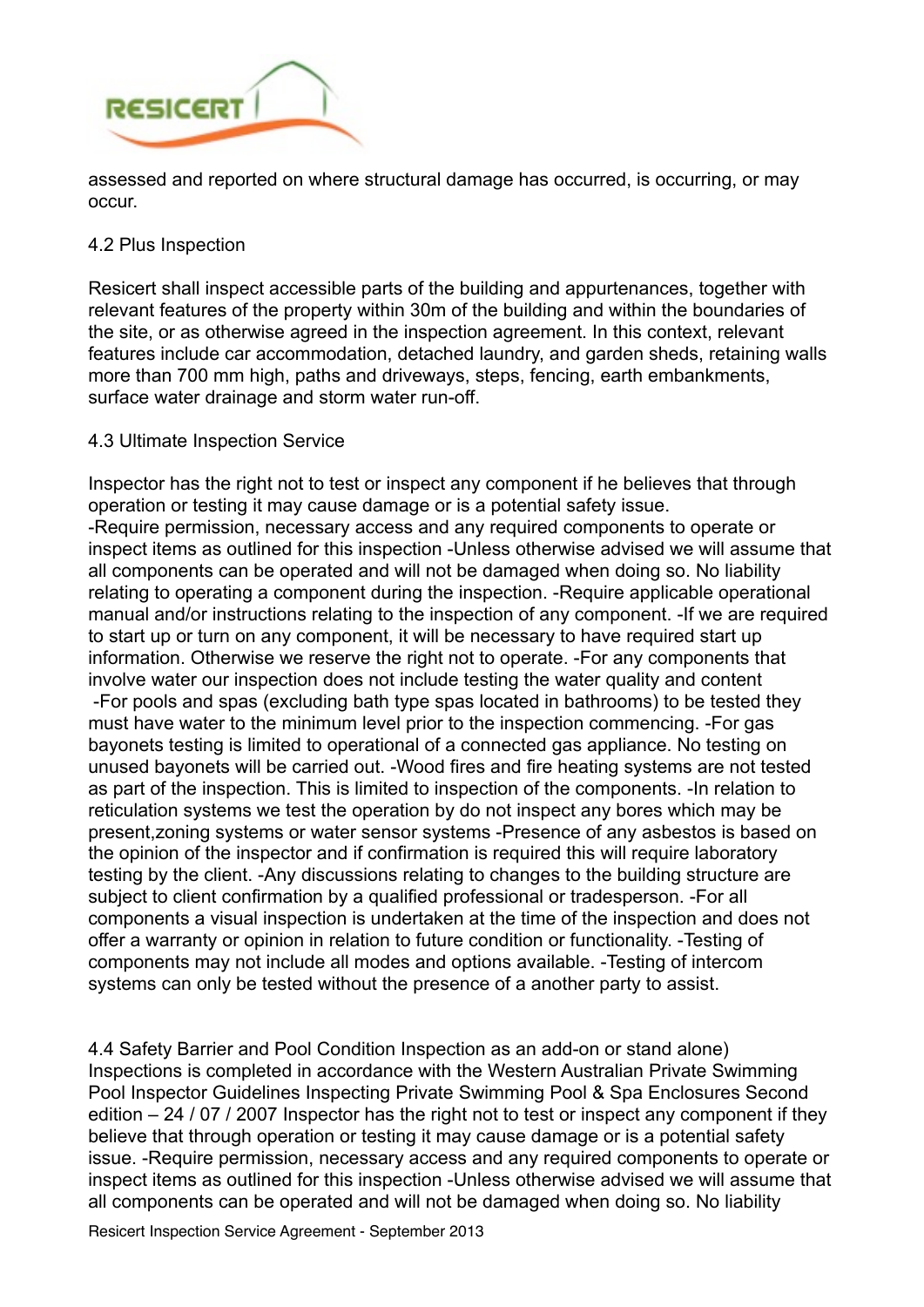assessed and reported on where structural damage has occurred, is occurring, or may occur.

## 4.2 Plus Inspection

Resicert shall inspect accessible parts of the building and appurtenances, together with relevant features of the property within 30m of the building and within the boundaries of the site, or as otherwise agreed in the inspection agreement. In this context, relevant features include car accommodation, detached laundry, and garden sheds, retaining walls more than 700 mm high, paths and driveways, steps, fencing, earth embankments, surface water drainage and storm water run-off.

## 4.3 Ultimate Inspection Service

Inspector has the right not to test or inspect any component if he believes that through operation or testing it may cause damage or is a potential safety issue.
-Require permission, necessary access and any required components to operate or inspect items as outlined for this inspection -Unless otherwise advised we will assume that all components can be operated and will not be damaged when doing so. No liability relating to operating a component during the inspection. -Require applicable operational manual and/or instructions relating to the inspection of any component. -If we are required to start up or turn on any component, it will be necessary to have required start up information. Otherwise we reserve the right not to operate. -For any components that involve water our inspection does not include testing the water quality and content
-For pools and spas (excluding bath type spas located in bathrooms) to be tested they must have water to the minimum level prior to the inspection commencing. -For gas bayonets testing is limited to operational of a connected gas appliance. No testing on unused bayonets will be carried out. -Wood fires and fire heating systems are not tested as part of the inspection. This is limited to inspection of the components. -In relation to reticulation systems we test the operation by do not inspect any bores which may be present,zoning systems or water sensor systems -Presence of any asbestos is based on the opinion of the inspector and if confirmation is required this will require laboratory testing by the client. -Any discussions relating to changes to the building structure are subject to client confirmation by a qualified professional or tradesperson. -For all components a visual inspection is undertaken at the time of the inspection and does not offer a warranty or opinion in relation to future condition or functionality. -Testing of components may not include all modes and options available. -Testing of intercom systems can only be tested without the presence of a another party to assist.

## 4.4 Safety Barrier and Pool Condition Inspection as an add-on or stand alone)

Inspections is completed in accordance with the Western Australian Private Swimming Pool Inspector Guidelines Inspecting Private Swimming Pool & Spa Enclosures Second edition – 24 / 07 / 2007 Inspector has the right not to test or inspect any component if they believe that through operation or testing it may cause damage or is a potential safety issue. -Require permission, necessary access and any required components to operate or inspect items as outlined for this inspection -Unless otherwise advised we will assume that all components can be operated and will not be damaged when doing so. No liability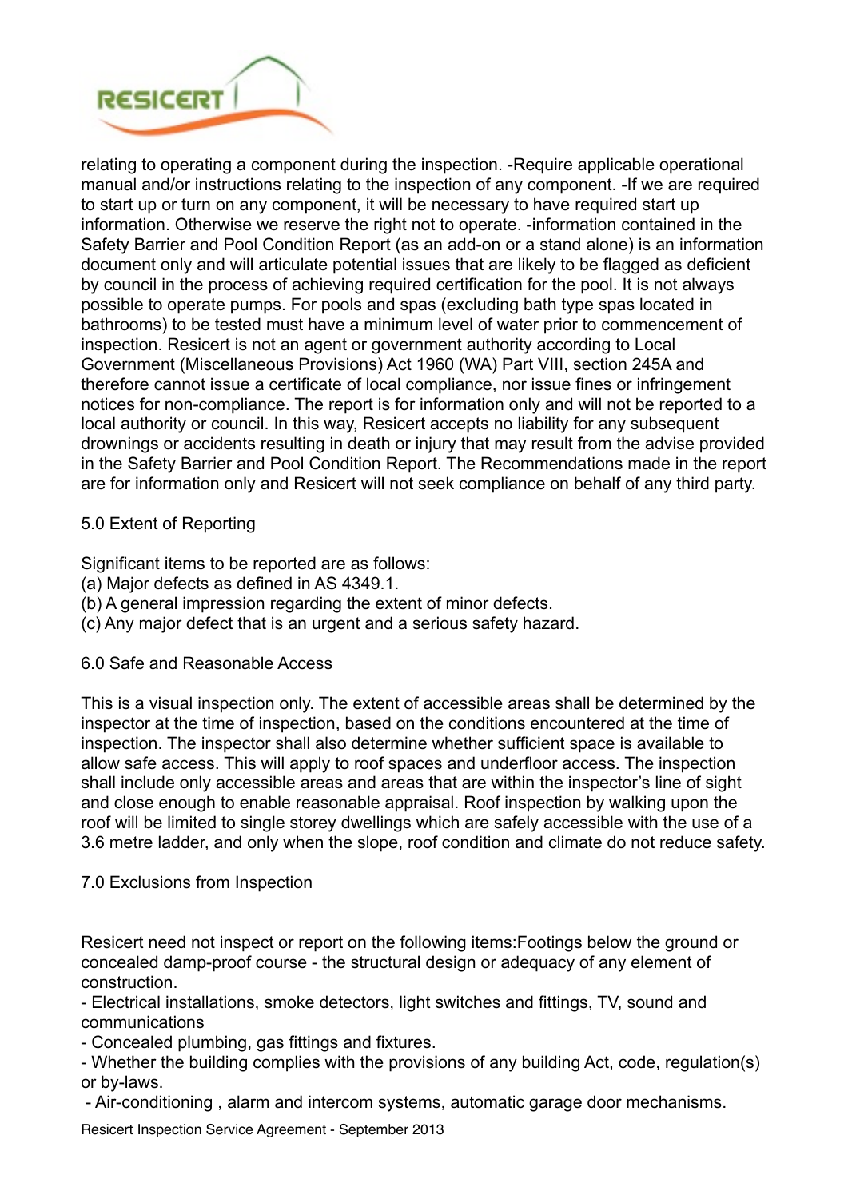relating to operating a component during the inspection. -Require applicable operational manual and/or instructions relating to the inspection of any component. -If we are required to start up or turn on any component, it will be necessary to have required start up information. Otherwise we reserve the right not to operate. -information contained in the Safety Barrier and Pool Condition Report (as an add-on or a stand alone) is an information document only and will articulate potential issues that are likely to be flagged as deficient by council in the process of achieving required certification for the pool. It is not always possible to operate pumps. For pools and spas (excluding bath type spas located in bathrooms) to be tested must have a minimum level of water prior to commencement of inspection. Resicert is not an agent or government authority according to Local Government (Miscellaneous Provisions) Act 1960 (WA) Part VIII, section 245A and therefore cannot issue a certificate of local compliance, nor issue fines or infringement notices for non-compliance. The report is for information only and will not be reported to a local authority or council. In this way, Resicert accepts no liability for any subsequent drownings or accidents resulting in death or injury that may result from the advise provided in the Safety Barrier and Pool Condition Report. The Recommendations made in the report are for information only and Resicert will not seek compliance on behalf of any third party.

## 5.0 Extent of Reporting

Significant items to be reported are as follows:
(a) Major defects as defined in AS 4349.1.
(b) A general impression regarding the extent of minor defects.
(c) Any major defect that is an urgent and a serious safety hazard.

## 6.0 Safe and Reasonable Access

This is a visual inspection only. The extent of accessible areas shall be determined by the inspector at the time of inspection, based on the conditions encountered at the time of inspection. The inspector shall also determine whether sufficient space is available to allow safe access. This will apply to roof spaces and underfloor access. The inspection shall include only accessible areas and areas that are within the inspector's line of sight and close enough to enable reasonable appraisal. Roof inspection by walking upon the roof will be limited to single storey dwellings which are safely accessible with the use of a 3.6 metre ladder, and only when the slope, roof condition and climate do not reduce safety.

## 7.0 Exclusions from Inspection

Resicert need not inspect or report on the following items:Footings below the ground or concealed damp-proof course - the structural design or adequacy of any element of construction.
- Electrical installations, smoke detectors, light switches and fittings, TV, sound and communications
- Concealed plumbing, gas fittings and fixtures.
- Whether the building complies with the provisions of any building Act, code, regulation(s) or by-laws.
- Air-conditioning , alarm and intercom systems, automatic garage door mechanisms.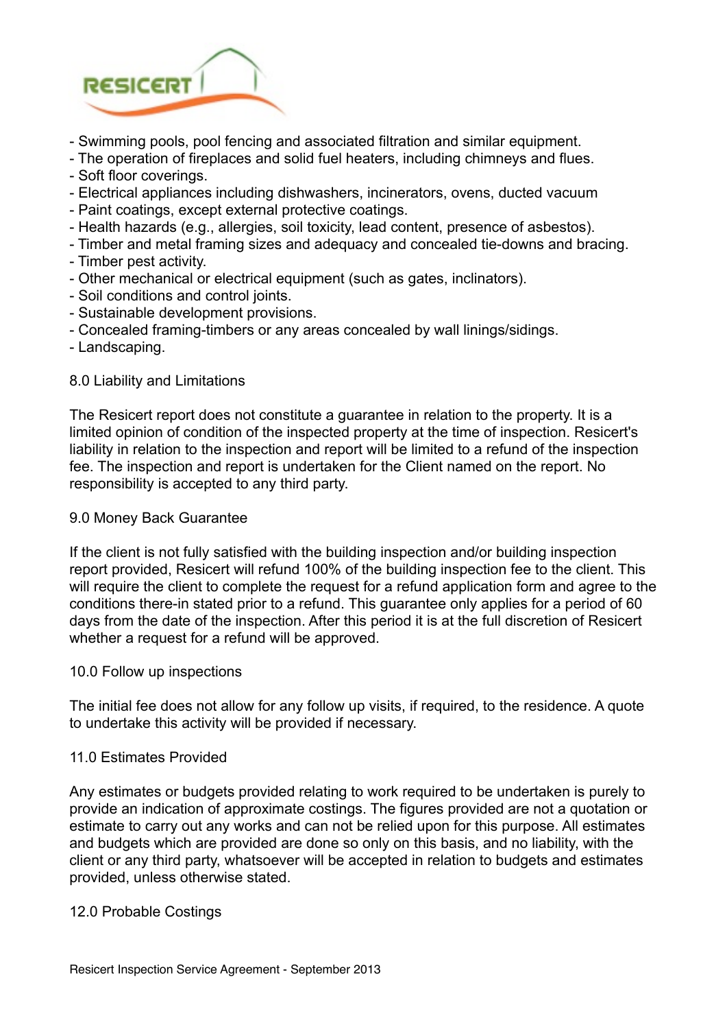- Swimming pools, pool fencing and associated filtration and similar equipment.
- The operation of fireplaces and solid fuel heaters, including chimneys and flues.
- Soft floor coverings.
- Electrical appliances including dishwashers, incinerators, ovens, ducted vacuum
- Paint coatings, except external protective coatings.
- Health hazards (e.g., allergies, soil toxicity, lead content, presence of asbestos).
- Timber and metal framing sizes and adequacy and concealed tie-downs and bracing.
- Timber pest activity.
- Other mechanical or electrical equipment (such as gates, inclinators).
- Soil conditions and control joints.
- Sustainable development provisions.
- Concealed framing-timbers or any areas concealed by wall linings/sidings.
- Landscaping.

## 8.0 Liability and Limitations

The Resicert report does not constitute a guarantee in relation to the property. It is a limited opinion of condition of the inspected property at the time of inspection. Resicert's liability in relation to the inspection and report will be limited to a refund of the inspection fee. The inspection and report is undertaken for the Client named on the report. No responsibility is accepted to any third party.

## 9.0 Money Back Guarantee

If the client is not fully satisfied with the building inspection and/or building inspection report provided, Resicert will refund 100% of the building inspection fee to the client. This will require the client to complete the request for a refund application form and agree to the conditions there-in stated prior to a refund. This guarantee only applies for a period of 60 days from the date of the inspection. After this period it is at the full discretion of Resicert whether a request for a refund will be approved.

## 10.0 Follow up inspections

The initial fee does not allow for any follow up visits, if required, to the residence. A quote to undertake this activity will be provided if necessary.

## 11.0 Estimates Provided

Any estimates or budgets provided relating to work required to be undertaken is purely to provide an indication of approximate costings. The figures provided are not a quotation or estimate to carry out any works and can not be relied upon for this purpose. All estimates and budgets which are provided are done so only on this basis, and no liability, with the client or any third party, whatsoever will be accepted in relation to budgets and estimates provided, unless otherwise stated.

## 12.0 Probable Costings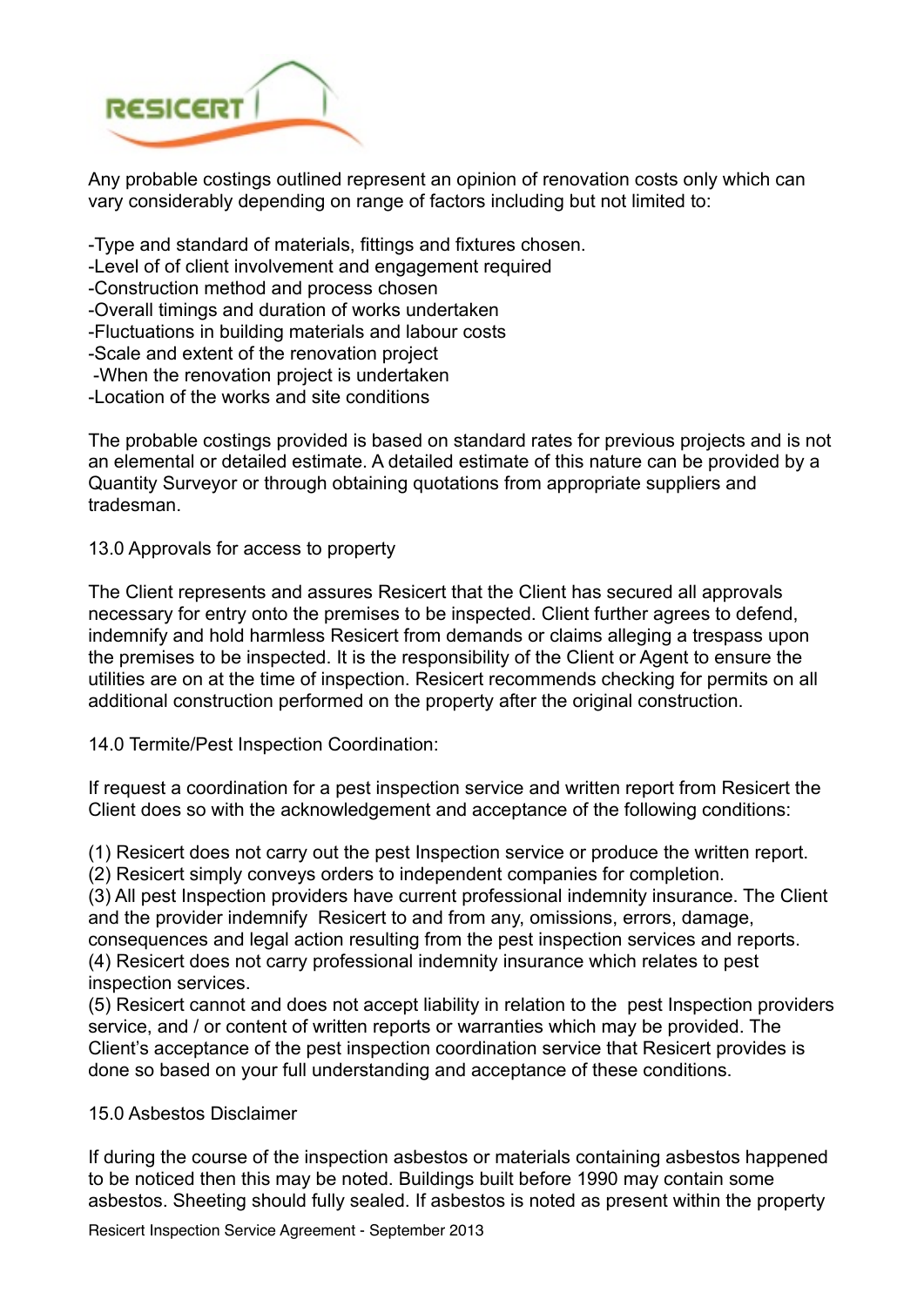Any probable costings outlined represent an opinion of renovation costs only which can vary considerably depending on range of factors including but not limited to:

-Type and standard of materials, fittings and fixtures chosen.
-Level of of client involvement and engagement required
-Construction method and process chosen
-Overall timings and duration of works undertaken
-Fluctuations in building materials and labour costs
-Scale and extent of the renovation project
-When the renovation project is undertaken
-Location of the works and site conditions

The probable costings provided is based on standard rates for previous projects and is not an elemental or detailed estimate. A detailed estimate of this nature can be provided by a Quantity Surveyor or through obtaining quotations from appropriate suppliers and tradesman.

13.0 Approvals for access to property

The Client represents and assures Resicert that the Client has secured all approvals necessary for entry onto the premises to be inspected. Client further agrees to defend, indemnify and hold harmless Resicert from demands or claims alleging a trespass upon the premises to be inspected. It is the responsibility of the Client or Agent to ensure the utilities are on at the time of inspection. Resicert recommends checking for permits on all additional construction performed on the property after the original construction.

14.0 Termite/Pest Inspection Coordination:

If request a coordination for a pest inspection service and written report from Resicert the Client does so with the acknowledgement and acceptance of the following conditions:

(1) Resicert does not carry out the pest Inspection service or produce the written report.
(2) Resicert simply conveys orders to independent companies for completion.
(3) All pest Inspection providers have current professional indemnity insurance. The Client and the provider indemnify Resicert to and from any, omissions, errors, damage, consequences and legal action resulting from the pest inspection services and reports.
(4) Resicert does not carry professional indemnity insurance which relates to pest inspection services.
(5) Resicert cannot and does not accept liability in relation to the pest Inspection providers service, and / or content of written reports or warranties which may be provided. The Client's acceptance of the pest inspection coordination service that Resicert provides is done so based on your full understanding and acceptance of these conditions.

15.0 Asbestos Disclaimer

If during the course of the inspection asbestos or materials containing asbestos happened to be noticed then this may be noted. Buildings built before 1990 may contain some asbestos. Sheeting should fully sealed. If asbestos is noted as present within the property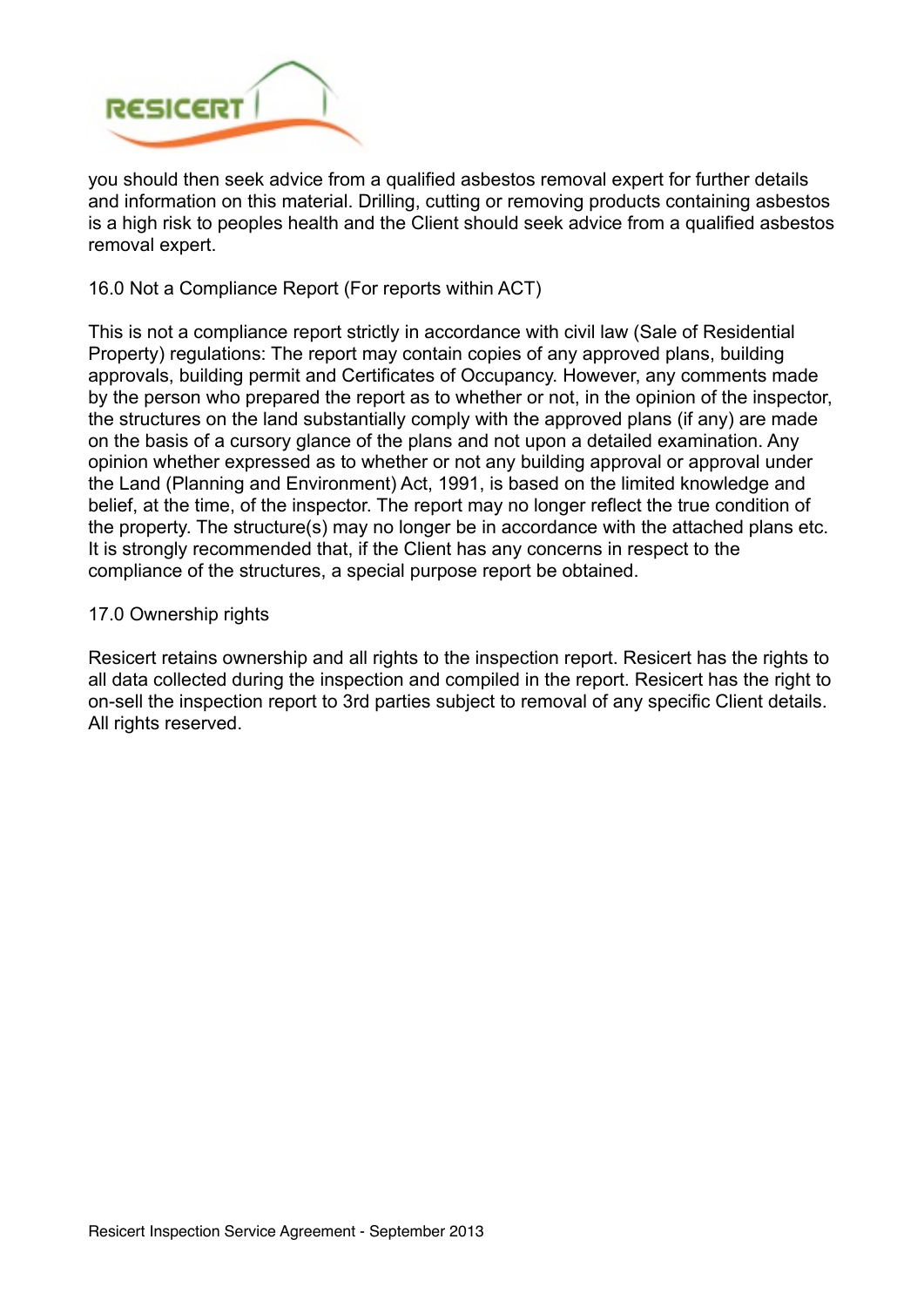you should then seek advice from a qualified asbestos removal expert for further details and information on this material. Drilling, cutting or removing products containing asbestos is a high risk to peoples health and the Client should seek advice from a qualified asbestos removal expert.

## 16.0 Not a Compliance Report (For reports within ACT)

This is not a compliance report strictly in accordance with civil law (Sale of Residential Property) regulations: The report may contain copies of any approved plans, building approvals, building permit and Certificates of Occupancy. However, any comments made by the person who prepared the report as to whether or not, in the opinion of the inspector, the structures on the land substantially comply with the approved plans (if any) are made on the basis of a cursory glance of the plans and not upon a detailed examination. Any opinion whether expressed as to whether or not any building approval or approval under the Land (Planning and Environment) Act, 1991, is based on the limited knowledge and belief, at the time, of the inspector. The report may no longer reflect the true condition of the property. The structure(s) may no longer be in accordance with the attached plans etc. It is strongly recommended that, if the Client has any concerns in respect to the compliance of the structures, a special purpose report be obtained.

## 17.0 Ownership rights

Resicert retains ownership and all rights to the inspection report. Resicert has the rights to all data collected during the inspection and compiled in the report. Resicert has the right to on-sell the inspection report to 3rd parties subject to removal of any specific Client details. All rights reserved.